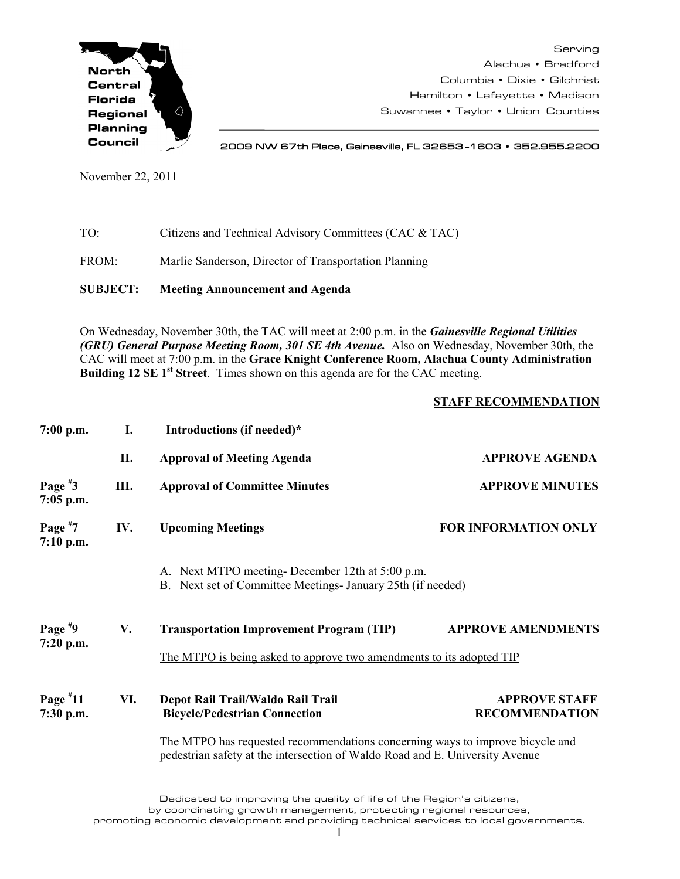North Central Florida Regional Planning Council

Serving
Alachua • Bradford
Columbia • Dixie • Gilchrist
Hamilton • Lafayette • Madison
Suwannee • Taylor • Union Counties

2009 NW 67th Place, Gainesville, FL 32653-1603 • 352.955.2200

November 22, 2011

TO: Citizens and Technical Advisory Committees (CAC & TAC)

FROM: Marlie Sanderson, Director of Transportation Planning

**SUBJECT: Meeting Announcement and Agenda**

On Wednesday, November 30th, the TAC will meet at 2:00 p.m. in the ***Gainesville Regional Utilities (GRU) General Purpose Meeting Room, 301 SE 4th Avenue.*** Also on Wednesday, November 30th, the CAC will meet at 7:00 p.m. in the **Grace Knight Conference Room, Alachua County Administration Building 12 SE 1st Street**. Times shown on this agenda are for the CAC meeting.

| | | | **STAFF RECOMMENDATION** |
|---|---|---|---|
| **7:00 p.m.** | **I.** | **Introductions (if needed)*** | |
| | **II.** | **Approval of Meeting Agenda** | **APPROVE AGENDA** |
| **Page #3 7:05 p.m.** | **III.** | **Approval of Committee Minutes** | **APPROVE MINUTES** |
| **Page #7 7:10 p.m.** | **IV.** | **Upcoming Meetings** | **FOR INFORMATION ONLY** |

A. Next MTPO meeting- December 12th at 5:00 p.m.
B. Next set of Committee Meetings- January 25th (if needed)

| | | | |
|---|---|---|---|
| **Page #9 7:20 p.m.** | **V.** | **Transportation Improvement Program (TIP)** | **APPROVE AMENDMENTS** |

The MTPO is being asked to approve two amendments to its adopted TIP

| | | | |
|---|---|---|---|
| **Page #11 7:30 p.m.** | **VI.** | **Depot Rail Trail/Waldo Rail Trail Bicycle/Pedestrian Connection** | **APPROVE STAFF RECOMMENDATION** |

The MTPO has requested recommendations concerning ways to improve bicycle and pedestrian safety at the intersection of Waldo Road and E. University Avenue

Dedicated to improving the quality of life of the Region's citizens, by coordinating growth management, protecting regional resources, promoting economic development and providing technical services to local governments.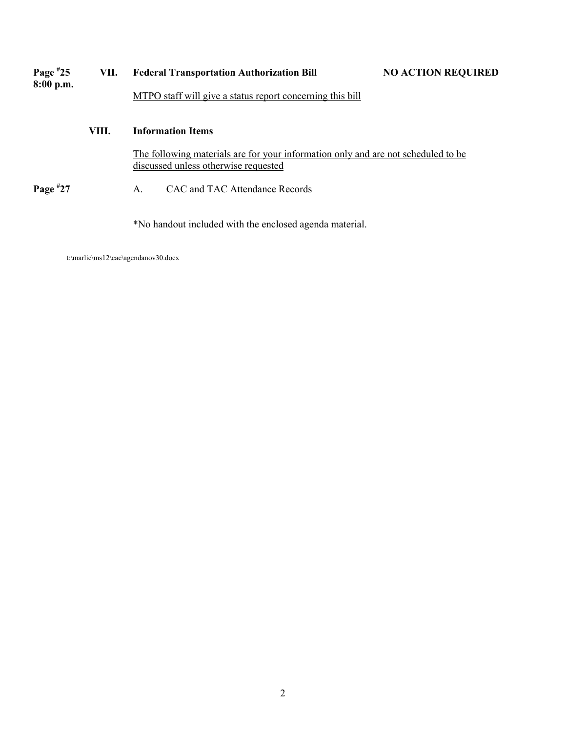**Page #25** **8:00 p.m.** **VII. Federal Transportation Authorization Bill** **NO ACTION REQUIRED**

MTPO staff will give a status report concerning this bill

**VIII. Information Items**

The following materials are for your information only and are not scheduled to be discussed unless otherwise requested

**Page #27** A. CAC and TAC Attendance Records

*No handout included with the enclosed agenda material.

t:\marlie\ms12\cac\agendanov30.docx